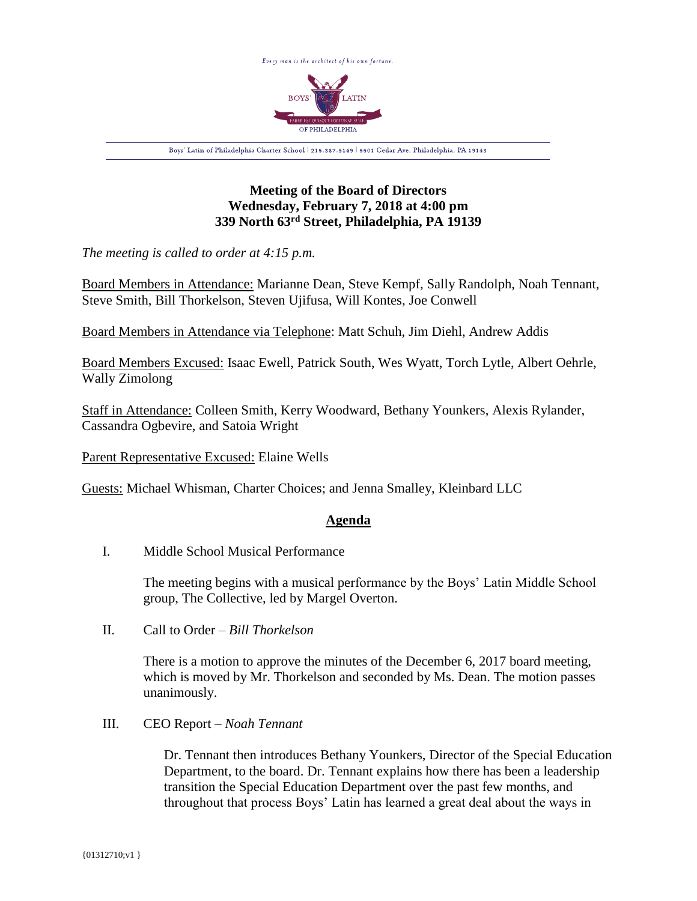Every man is the architect of his own fortune.

BOYS' LATIN

FABER EST QUISQUE FORTUNAE SUAE

OF PHILADELPHIA

Boys' Latin of Philadelphia Charter School | 215.387.5149 | 5501 Cedar Ave, Philadelphia, PA 19143

**Meeting of the Board of Directors**
**Wednesday, February 7, 2018 at 4:00 pm**
**339 North 63rd Street, Philadelphia, PA 19139**

*The meeting is called to order at 4:15 p.m.*

Board Members in Attendance: Marianne Dean, Steve Kempf, Sally Randolph, Noah Tennant, Steve Smith, Bill Thorkelson, Steven Ujifusa, Will Kontes, Joe Conwell

Board Members in Attendance via Telephone: Matt Schuh, Jim Diehl, Andrew Addis

Board Members Excused: Isaac Ewell, Patrick South, Wes Wyatt, Torch Lytle, Albert Oehrle, Wally Zimolong

Staff in Attendance: Colleen Smith, Kerry Woodward, Bethany Younkers, Alexis Rylander, Cassandra Ogbevire, and Satoia Wright

Parent Representative Excused: Elaine Wells

Guests: Michael Whisman, Charter Choices; and Jenna Smalley, Kleinbard LLC

## Agenda

I. Middle School Musical Performance

The meeting begins with a musical performance by the Boys' Latin Middle School group, The Collective, led by Margel Overton.

II. Call to Order – *Bill Thorkelson*

There is a motion to approve the minutes of the December 6, 2017 board meeting, which is moved by Mr. Thorkelson and seconded by Ms. Dean. The motion passes unanimously.

III. CEO Report – *Noah Tennant*

Dr. Tennant then introduces Bethany Younkers, Director of the Special Education Department, to the board. Dr. Tennant explains how there has been a leadership transition the Special Education Department over the past few months, and throughout that process Boys' Latin has learned a great deal about the ways in

{01312710;v1 }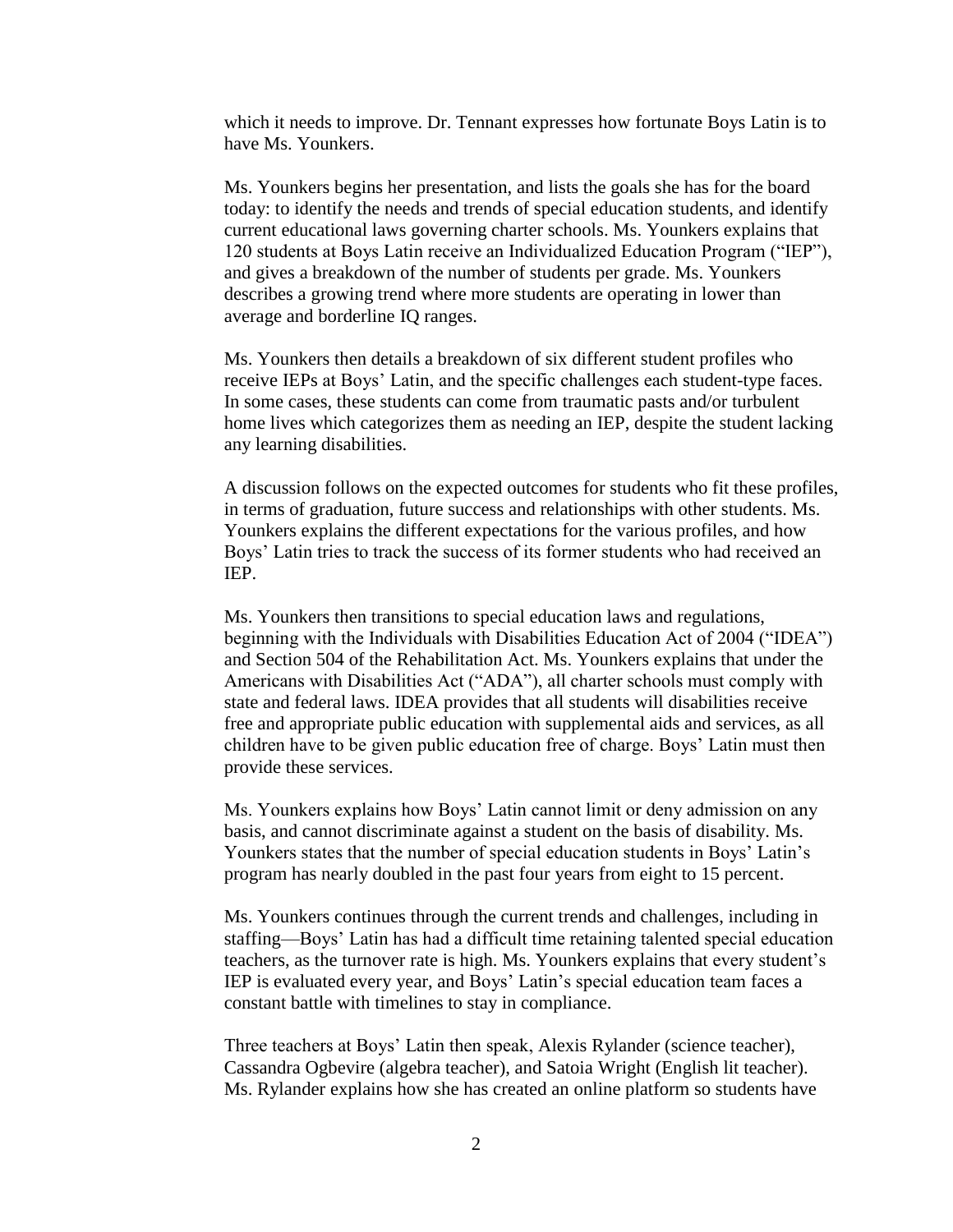which it needs to improve. Dr. Tennant expresses how fortunate Boys Latin is to have Ms. Younkers.

Ms. Younkers begins her presentation, and lists the goals she has for the board today: to identify the needs and trends of special education students, and identify current educational laws governing charter schools. Ms. Younkers explains that 120 students at Boys Latin receive an Individualized Education Program ("IEP"), and gives a breakdown of the number of students per grade. Ms. Younkers describes a growing trend where more students are operating in lower than average and borderline IQ ranges.

Ms. Younkers then details a breakdown of six different student profiles who receive IEPs at Boys' Latin, and the specific challenges each student-type faces. In some cases, these students can come from traumatic pasts and/or turbulent home lives which categorizes them as needing an IEP, despite the student lacking any learning disabilities.

A discussion follows on the expected outcomes for students who fit these profiles, in terms of graduation, future success and relationships with other students. Ms. Younkers explains the different expectations for the various profiles, and how Boys' Latin tries to track the success of its former students who had received an IEP.

Ms. Younkers then transitions to special education laws and regulations, beginning with the Individuals with Disabilities Education Act of 2004 ("IDEA") and Section 504 of the Rehabilitation Act. Ms. Younkers explains that under the Americans with Disabilities Act ("ADA"), all charter schools must comply with state and federal laws. IDEA provides that all students will disabilities receive free and appropriate public education with supplemental aids and services, as all children have to be given public education free of charge. Boys' Latin must then provide these services.

Ms. Younkers explains how Boys' Latin cannot limit or deny admission on any basis, and cannot discriminate against a student on the basis of disability. Ms. Younkers states that the number of special education students in Boys' Latin's program has nearly doubled in the past four years from eight to 15 percent.

Ms. Younkers continues through the current trends and challenges, including in staffing—Boys' Latin has had a difficult time retaining talented special education teachers, as the turnover rate is high. Ms. Younkers explains that every student's IEP is evaluated every year, and Boys' Latin's special education team faces a constant battle with timelines to stay in compliance.

Three teachers at Boys' Latin then speak, Alexis Rylander (science teacher), Cassandra Ogbevire (algebra teacher), and Satoia Wright (English lit teacher). Ms. Rylander explains how she has created an online platform so students have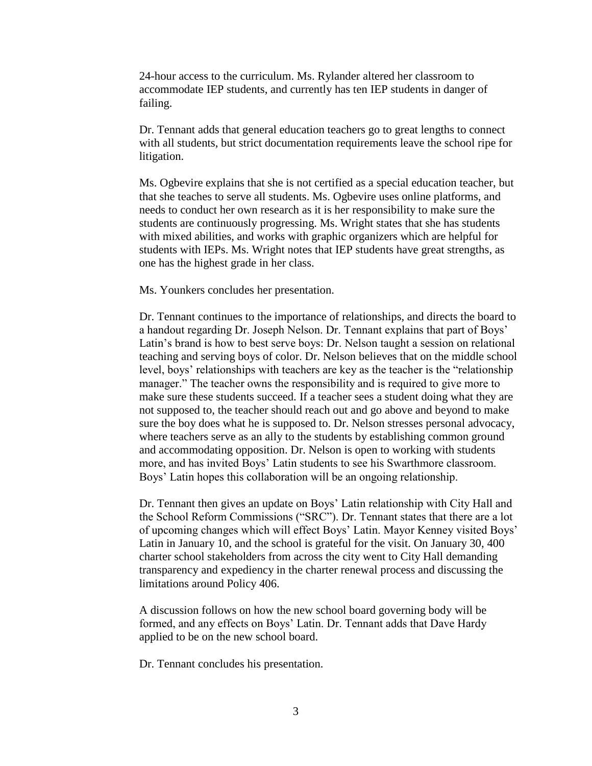24-hour access to the curriculum. Ms. Rylander altered her classroom to accommodate IEP students, and currently has ten IEP students in danger of failing.

Dr. Tennant adds that general education teachers go to great lengths to connect with all students, but strict documentation requirements leave the school ripe for litigation.

Ms. Ogbevire explains that she is not certified as a special education teacher, but that she teaches to serve all students. Ms. Ogbevire uses online platforms, and needs to conduct her own research as it is her responsibility to make sure the students are continuously progressing. Ms. Wright states that she has students with mixed abilities, and works with graphic organizers which are helpful for students with IEPs. Ms. Wright notes that IEP students have great strengths, as one has the highest grade in her class.

Ms. Younkers concludes her presentation.

Dr. Tennant continues to the importance of relationships, and directs the board to a handout regarding Dr. Joseph Nelson. Dr. Tennant explains that part of Boys' Latin's brand is how to best serve boys: Dr. Nelson taught a session on relational teaching and serving boys of color. Dr. Nelson believes that on the middle school level, boys' relationships with teachers are key as the teacher is the "relationship manager." The teacher owns the responsibility and is required to give more to make sure these students succeed. If a teacher sees a student doing what they are not supposed to, the teacher should reach out and go above and beyond to make sure the boy does what he is supposed to. Dr. Nelson stresses personal advocacy, where teachers serve as an ally to the students by establishing common ground and accommodating opposition. Dr. Nelson is open to working with students more, and has invited Boys' Latin students to see his Swarthmore classroom. Boys' Latin hopes this collaboration will be an ongoing relationship.

Dr. Tennant then gives an update on Boys' Latin relationship with City Hall and the School Reform Commissions ("SRC"). Dr. Tennant states that there are a lot of upcoming changes which will effect Boys' Latin. Mayor Kenney visited Boys' Latin in January 10, and the school is grateful for the visit. On January 30, 400 charter school stakeholders from across the city went to City Hall demanding transparency and expediency in the charter renewal process and discussing the limitations around Policy 406.

A discussion follows on how the new school board governing body will be formed, and any effects on Boys' Latin. Dr. Tennant adds that Dave Hardy applied to be on the new school board.

Dr. Tennant concludes his presentation.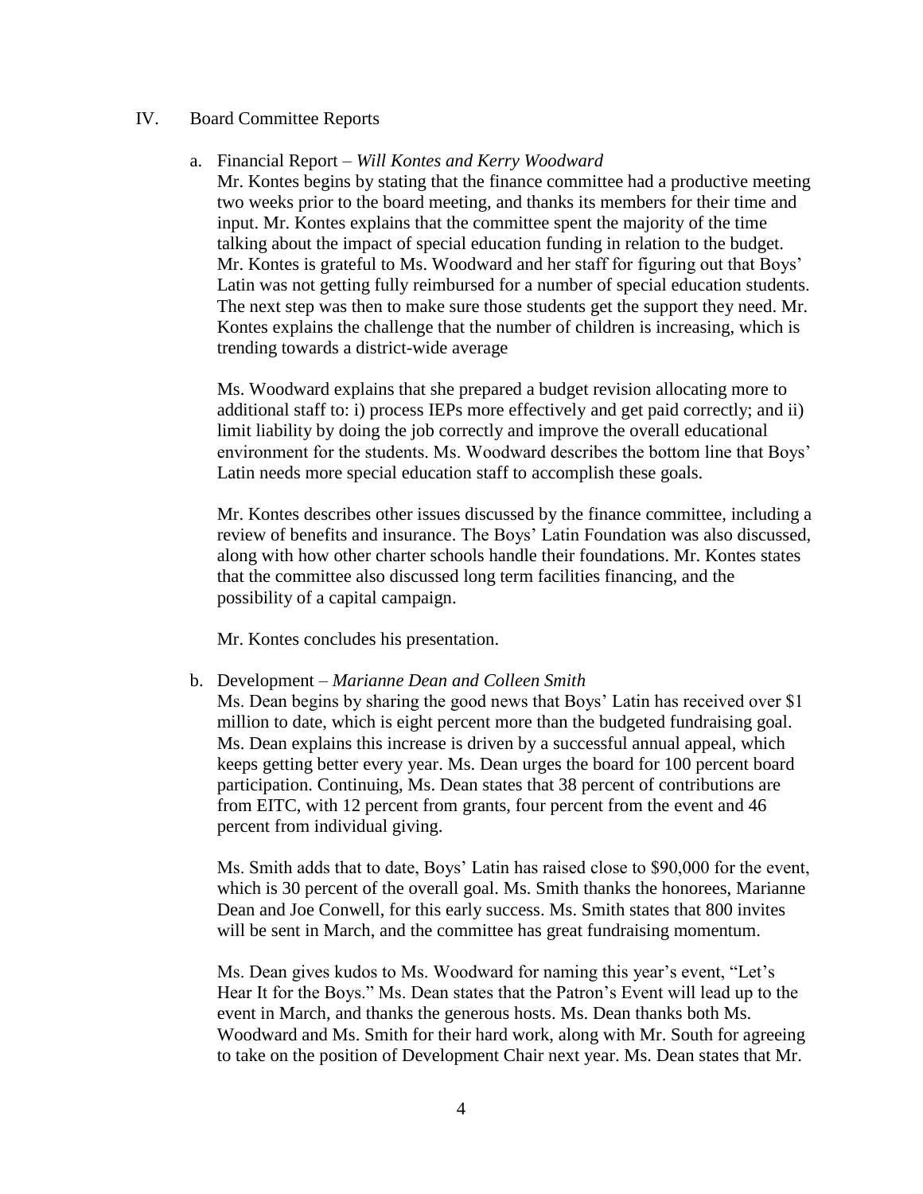IV. Board Committee Reports

a. Financial Report – *Will Kontes and Kerry Woodward*

Mr. Kontes begins by stating that the finance committee had a productive meeting two weeks prior to the board meeting, and thanks its members for their time and input. Mr. Kontes explains that the committee spent the majority of the time talking about the impact of special education funding in relation to the budget. Mr. Kontes is grateful to Ms. Woodward and her staff for figuring out that Boys' Latin was not getting fully reimbursed for a number of special education students. The next step was then to make sure those students get the support they need. Mr. Kontes explains the challenge that the number of children is increasing, which is trending towards a district-wide average

Ms. Woodward explains that she prepared a budget revision allocating more to additional staff to: i) process IEPs more effectively and get paid correctly; and ii) limit liability by doing the job correctly and improve the overall educational environment for the students. Ms. Woodward describes the bottom line that Boys' Latin needs more special education staff to accomplish these goals.

Mr. Kontes describes other issues discussed by the finance committee, including a review of benefits and insurance. The Boys' Latin Foundation was also discussed, along with how other charter schools handle their foundations. Mr. Kontes states that the committee also discussed long term facilities financing, and the possibility of a capital campaign.

Mr. Kontes concludes his presentation.

b. Development – *Marianne Dean and Colleen Smith*

Ms. Dean begins by sharing the good news that Boys' Latin has received over $1 million to date, which is eight percent more than the budgeted fundraising goal. Ms. Dean explains this increase is driven by a successful annual appeal, which keeps getting better every year. Ms. Dean urges the board for 100 percent board participation. Continuing, Ms. Dean states that 38 percent of contributions are from EITC, with 12 percent from grants, four percent from the event and 46 percent from individual giving.

Ms. Smith adds that to date, Boys' Latin has raised close to $90,000 for the event, which is 30 percent of the overall goal. Ms. Smith thanks the honorees, Marianne Dean and Joe Conwell, for this early success. Ms. Smith states that 800 invites will be sent in March, and the committee has great fundraising momentum.

Ms. Dean gives kudos to Ms. Woodward for naming this year's event, "Let's Hear It for the Boys." Ms. Dean states that the Patron's Event will lead up to the event in March, and thanks the generous hosts. Ms. Dean thanks both Ms. Woodward and Ms. Smith for their hard work, along with Mr. South for agreeing to take on the position of Development Chair next year. Ms. Dean states that Mr.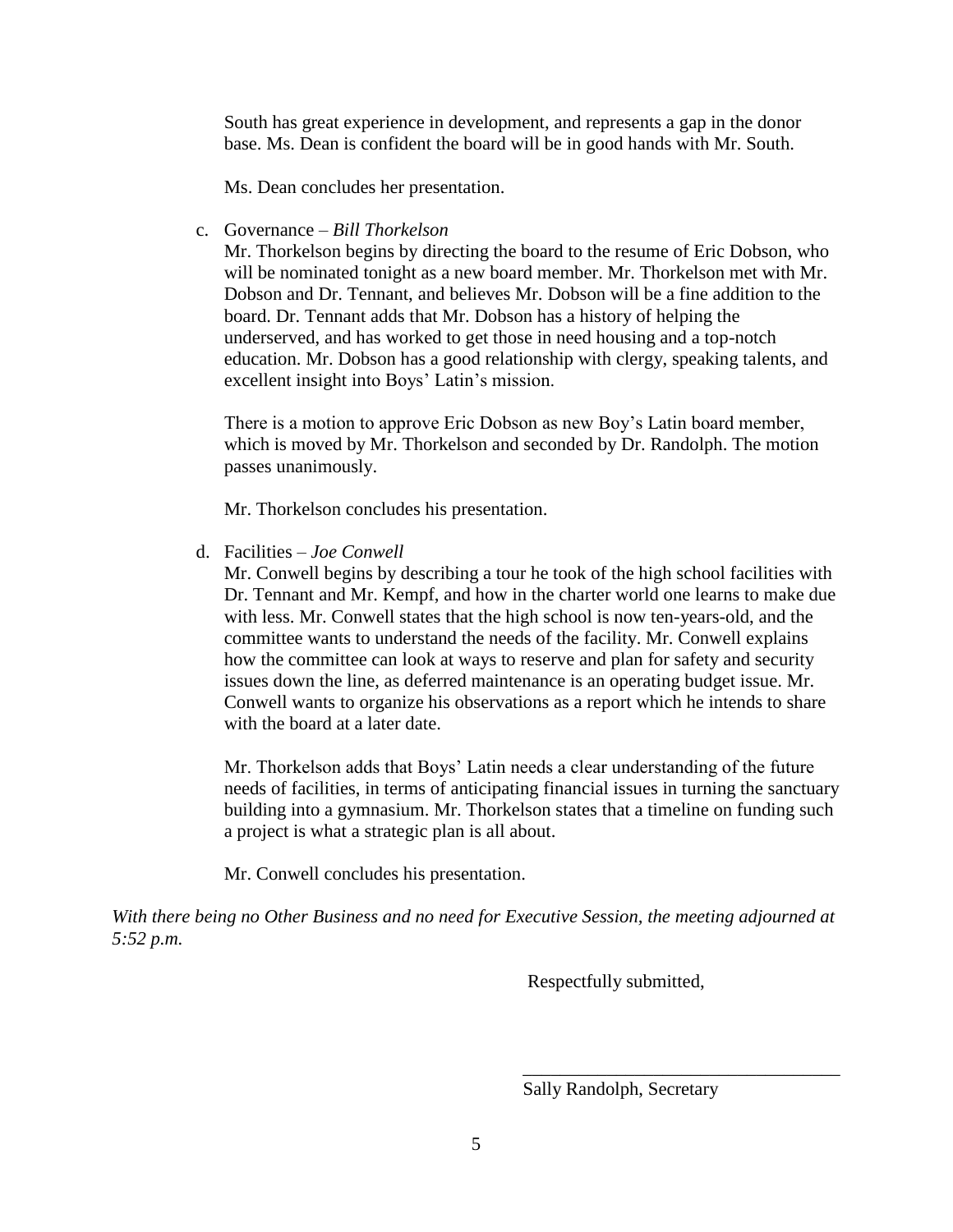South has great experience in development, and represents a gap in the donor base. Ms. Dean is confident the board will be in good hands with Mr. South.

Ms. Dean concludes her presentation.

c. Governance – *Bill Thorkelson*

Mr. Thorkelson begins by directing the board to the resume of Eric Dobson, who will be nominated tonight as a new board member. Mr. Thorkelson met with Mr. Dobson and Dr. Tennant, and believes Mr. Dobson will be a fine addition to the board. Dr. Tennant adds that Mr. Dobson has a history of helping the underserved, and has worked to get those in need housing and a top-notch education. Mr. Dobson has a good relationship with clergy, speaking talents, and excellent insight into Boys' Latin's mission.

There is a motion to approve Eric Dobson as new Boy's Latin board member, which is moved by Mr. Thorkelson and seconded by Dr. Randolph. The motion passes unanimously.

Mr. Thorkelson concludes his presentation.

d. Facilities – *Joe Conwell*

Mr. Conwell begins by describing a tour he took of the high school facilities with Dr. Tennant and Mr. Kempf, and how in the charter world one learns to make due with less. Mr. Conwell states that the high school is now ten-years-old, and the committee wants to understand the needs of the facility. Mr. Conwell explains how the committee can look at ways to reserve and plan for safety and security issues down the line, as deferred maintenance is an operating budget issue. Mr. Conwell wants to organize his observations as a report which he intends to share with the board at a later date.

Mr. Thorkelson adds that Boys' Latin needs a clear understanding of the future needs of facilities, in terms of anticipating financial issues in turning the sanctuary building into a gymnasium. Mr. Thorkelson states that a timeline on funding such a project is what a strategic plan is all about.

Mr. Conwell concludes his presentation.

*With there being no Other Business and no need for Executive Session, the meeting adjourned at 5:52 p.m.*

Respectfully submitted,

\_\_\_\_\_\_\_\_\_\_\_\_\_\_\_\_\_\_\_\_\_\_\_\_\_\_\_\_\_\_\_\_\_\_\_

Sally Randolph, Secretary